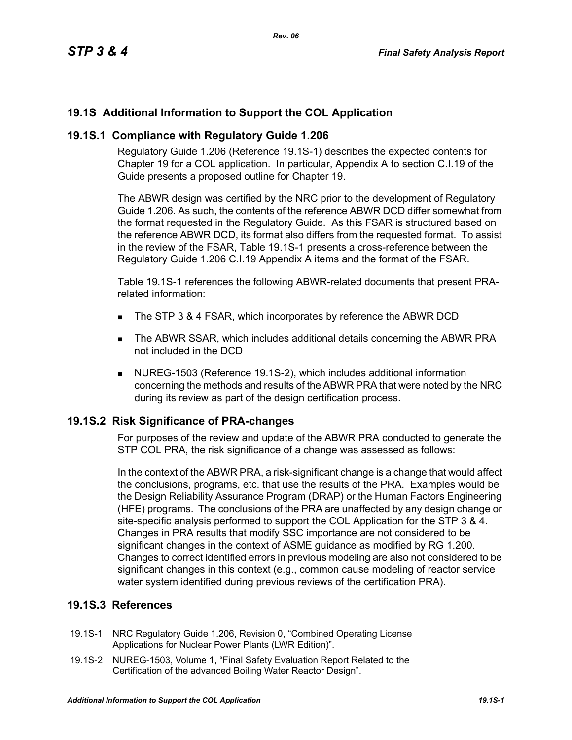## 19.1S Additional Information to Support the COL Application

### 19.1S.1 Compliance with Regulatory Guide 1.206

Regulatory Guide 1.206 (Reference 19.1S-1) describes the expected contents for Chapter 19 for a COL application. In particular, Appendix A to section C.I.19 of the Guide presents a proposed outline for Chapter 19.

The ABWR design was certified by the NRC prior to the development of Regulatory Guide 1.206. As such, the contents of the reference ABWR DCD differ somewhat from the format requested in the Regulatory Guide. As this FSAR is structured based on the reference ABWR DCD, its format also differs from the requested format. To assist in the review of the FSAR, Table 19.1S-1 presents a cross-reference between the Regulatory Guide 1.206 C.I.19 Appendix A items and the format of the FSAR.

Table 19.1S-1 references the following ABWR-related documents that present PRA-related information:

- The STP 3 & 4 FSAR, which incorporates by reference the ABWR DCD
- The ABWR SSAR, which includes additional details concerning the ABWR PRA not included in the DCD
- NUREG-1503 (Reference 19.1S-2), which includes additional information concerning the methods and results of the ABWR PRA that were noted by the NRC during its review as part of the design certification process.

### 19.1S.2 Risk Significance of PRA-changes

For purposes of the review and update of the ABWR PRA conducted to generate the STP COL PRA, the risk significance of a change was assessed as follows:

In the context of the ABWR PRA, a risk-significant change is a change that would affect the conclusions, programs, etc. that use the results of the PRA. Examples would be the Design Reliability Assurance Program (DRAP) or the Human Factors Engineering (HFE) programs. The conclusions of the PRA are unaffected by any design change or site-specific analysis performed to support the COL Application for the STP 3 & 4. Changes in PRA results that modify SSC importance are not considered to be significant changes in the context of ASME guidance as modified by RG 1.200. Changes to correct identified errors in previous modeling are also not considered to be significant changes in this context (e.g., common cause modeling of reactor service water system identified during previous reviews of the certification PRA).

### 19.1S.3 References

19.1S-1 NRC Regulatory Guide 1.206, Revision 0, "Combined Operating License Applications for Nuclear Power Plants (LWR Edition)".

19.1S-2 NUREG-1503, Volume 1, "Final Safety Evaluation Report Related to the Certification of the advanced Boiling Water Reactor Design".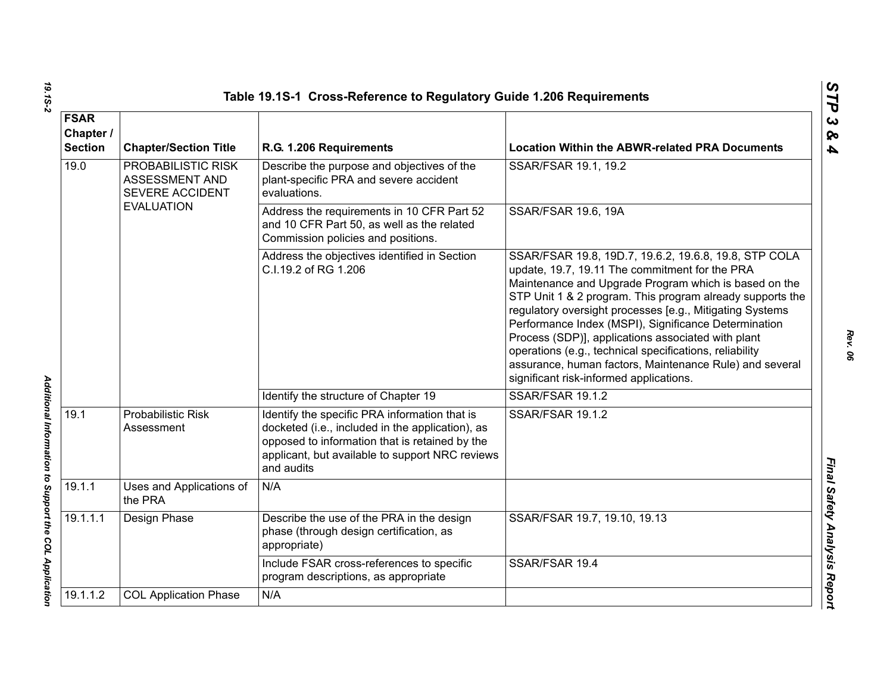**Table 19.1S-1 Cross-Reference to Regulatory Guide 1.206 Requirements**

| FSAR Chapter / Section | Chapter/Section Title | R.G. 1.206 Requirements | Location Within the ABWR-related PRA Documents |
|---|---|---|---|
| 19.0 | PROBABILISTIC RISK ASSESSMENT AND SEVERE ACCIDENT EVALUATION | Describe the purpose and objectives of the plant-specific PRA and severe accident evaluations. | SSAR/FSAR 19.1, 19.2 |
| | | Address the requirements in 10 CFR Part 52 and 10 CFR Part 50, as well as the related Commission policies and positions. | SSAR/FSAR 19.6, 19A |
| | | Address the objectives identified in Section C.I.19.2 of RG 1.206 | SSAR/FSAR 19.8, 19D.7, 19.6.2, 19.6.8, 19.8, STP COLA update, 19.7, 19.11 The commitment for the PRA Maintenance and Upgrade Program which is based on the STP Unit 1 & 2 program. This program already supports the regulatory oversight processes [e.g., Mitigating Systems Performance Index (MSPI), Significance Determination Process (SDP)], applications associated with plant operations (e.g., technical specifications, reliability assurance, human factors, Maintenance Rule) and several significant risk-informed applications. |
| | | Identify the structure of Chapter 19 | SSAR/FSAR 19.1.2 |
| 19.1 | Probabilistic Risk Assessment | Identify the specific PRA information that is docketed (i.e., included in the application), as opposed to information that is retained by the applicant, but available to support NRC reviews and audits | SSAR/FSAR 19.1.2 |
| 19.1.1 | Uses and Applications of the PRA | N/A | |
| 19.1.1.1 | Design Phase | Describe the use of the PRA in the design phase (through design certification, as appropriate) | SSAR/FSAR 19.7, 19.10, 19.13 |
| | | Include FSAR cross-references to specific program descriptions, as appropriate | SSAR/FSAR 19.4 |
| 19.1.1.2 | COL Application Phase | N/A | |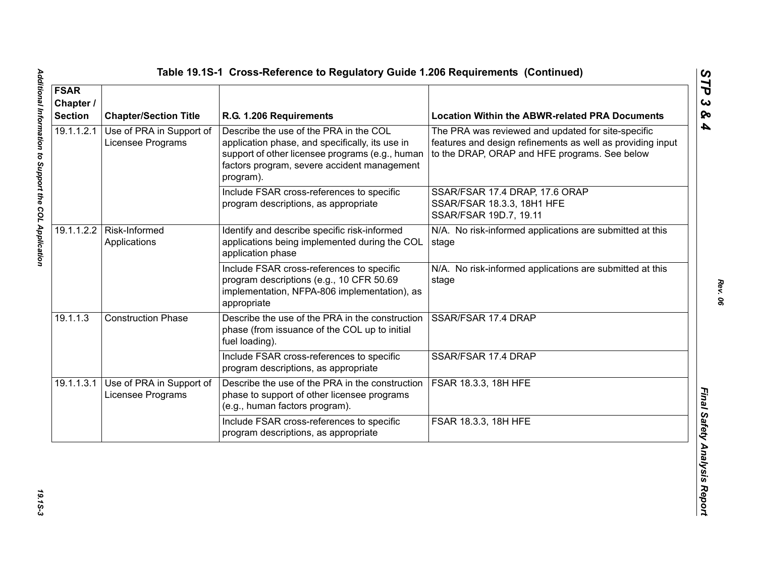## Table 19.1S-1 Cross-Reference to Regulatory Guide 1.206 Requirements (Continued)

| FSAR Chapter / Section | Chapter/Section Title | R.G. 1.206 Requirements | Location Within the ABWR-related PRA Documents |
|---|---|---|---|
| 19.1.1.2.1 | Use of PRA in Support of Licensee Programs | Describe the use of the PRA in the COL application phase, and specifically, its use in support of other licensee programs (e.g., human factors program, severe accident management program). | The PRA was reviewed and updated for site-specific features and design refinements as well as providing input to the DRAP, ORAP and HFE programs. See below |
| | | Include FSAR cross-references to specific program descriptions, as appropriate | SSAR/FSAR 17.4 DRAP, 17.6 ORAP<br>SSAR/FSAR 18.3.3, 18H1 HFE<br>SSAR/FSAR 19D.7, 19.11 |
| 19.1.1.2.2 | Risk-Informed Applications | Identify and describe specific risk-informed applications being implemented during the COL application phase | N/A. No risk-informed applications are submitted at this stage |
| | | Include FSAR cross-references to specific program descriptions (e.g., 10 CFR 50.69 implementation, NFPA-806 implementation), as appropriate | N/A. No risk-informed applications are submitted at this stage |
| 19.1.1.3 | Construction Phase | Describe the use of the PRA in the construction phase (from issuance of the COL up to initial fuel loading). | SSAR/FSAR 17.4 DRAP |
| | | Include FSAR cross-references to specific program descriptions, as appropriate | SSAR/FSAR 17.4 DRAP |
| 19.1.1.3.1 | Use of PRA in Support of Licensee Programs | Describe the use of the PRA in the construction phase to support of other licensee programs (e.g., human factors program). | FSAR 18.3.3, 18H HFE |
| | | Include FSAR cross-references to specific program descriptions, as appropriate | FSAR 18.3.3, 18H HFE |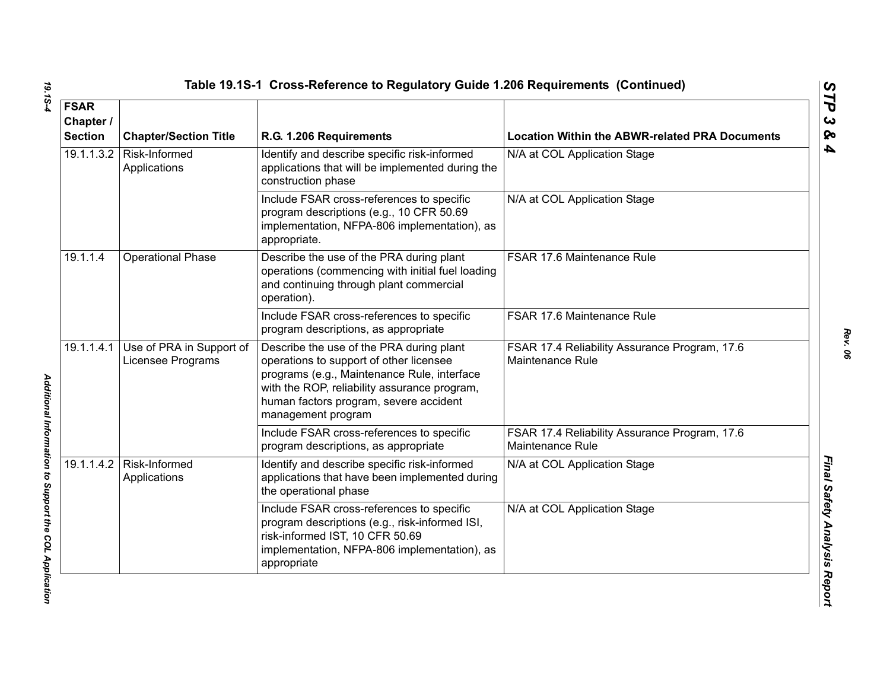## Table 19.1S-1 Cross-Reference to Regulatory Guide 1.206 Requirements (Continued)

| FSAR Chapter / Section | Chapter/Section Title | R.G. 1.206 Requirements | Location Within the ABWR-related PRA Documents |
|---|---|---|---|
| 19.1.1.3.2 | Risk-Informed Applications | Identify and describe specific risk-informed applications that will be implemented during the construction phase | N/A at COL Application Stage |
| | | Include FSAR cross-references to specific program descriptions (e.g., 10 CFR 50.69 implementation, NFPA-806 implementation), as appropriate. | N/A at COL Application Stage |
| 19.1.1.4 | Operational Phase | Describe the use of the PRA during plant operations (commencing with initial fuel loading and continuing through plant commercial operation). | FSAR 17.6 Maintenance Rule |
| | | Include FSAR cross-references to specific program descriptions, as appropriate | FSAR 17.6 Maintenance Rule |
| 19.1.1.4.1 | Use of PRA in Support of Licensee Programs | Describe the use of the PRA during plant operations to support of other licensee programs (e.g., Maintenance Rule, interface with the ROP, reliability assurance program, human factors program, severe accident management program | FSAR 17.4 Reliability Assurance Program, 17.6 Maintenance Rule |
| | | Include FSAR cross-references to specific program descriptions, as appropriate | FSAR 17.4 Reliability Assurance Program, 17.6 Maintenance Rule |
| 19.1.1.4.2 | Risk-Informed Applications | Identify and describe specific risk-informed applications that have been implemented during the operational phase | N/A at COL Application Stage |
| | | Include FSAR cross-references to specific program descriptions (e.g., risk-informed ISI, risk-informed IST, 10 CFR 50.69 implementation, NFPA-806 implementation), as appropriate | N/A at COL Application Stage |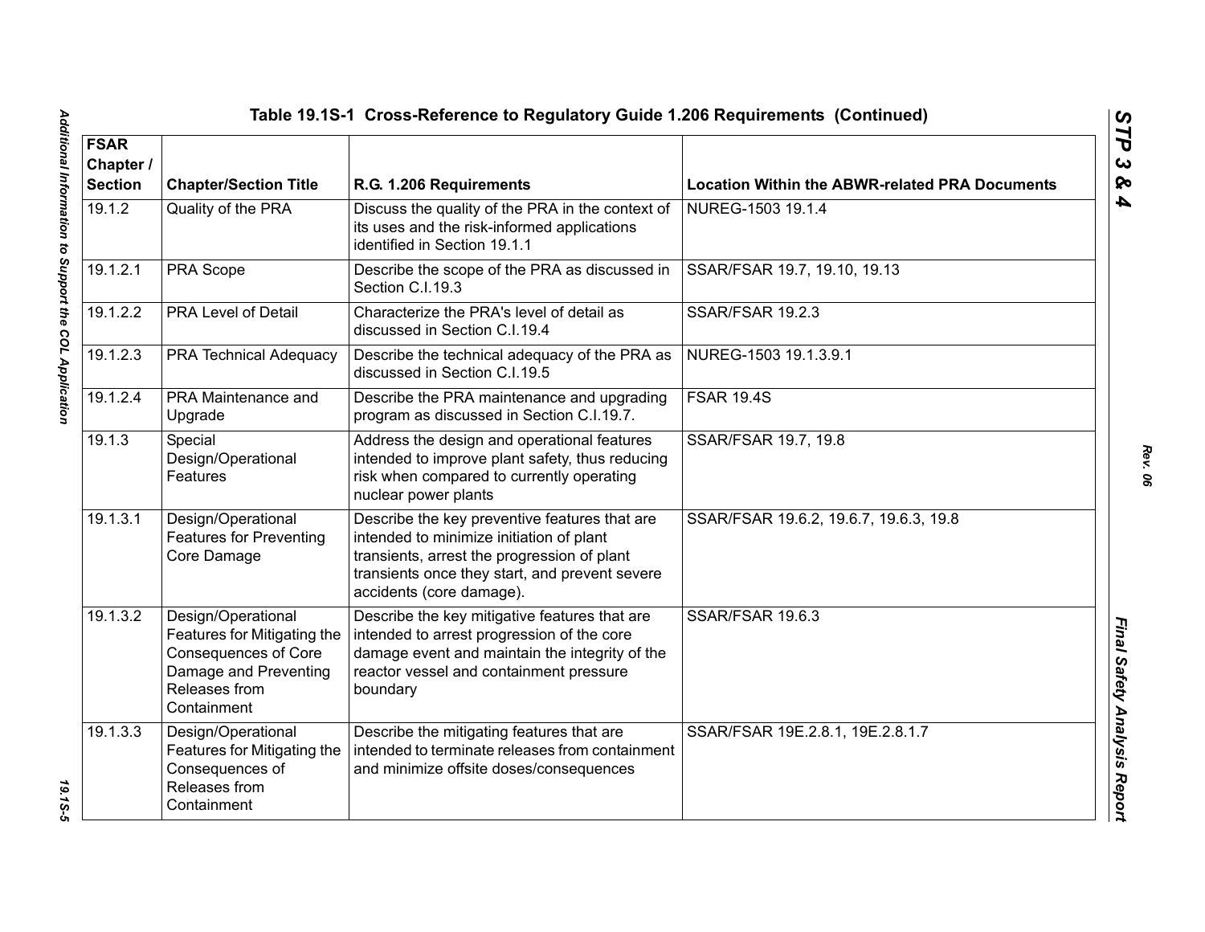## Table 19.1S-1 Cross-Reference to Regulatory Guide 1.206 Requirements (Continued)

| FSAR Chapter / Section | Chapter/Section Title | R.G. 1.206 Requirements | Location Within the ABWR-related PRA Documents |
|---|---|---|---|
| 19.1.2 | Quality of the PRA | Discuss the quality of the PRA in the context of its uses and the risk-informed applications identified in Section 19.1.1 | NUREG-1503 19.1.4 |
| 19.1.2.1 | PRA Scope | Describe the scope of the PRA as discussed in Section C.I.19.3 | SSAR/FSAR 19.7, 19.10, 19.13 |
| 19.1.2.2 | PRA Level of Detail | Characterize the PRA's level of detail as discussed in Section C.I.19.4 | SSAR/FSAR 19.2.3 |
| 19.1.2.3 | PRA Technical Adequacy | Describe the technical adequacy of the PRA as discussed in Section C.I.19.5 | NUREG-1503 19.1.3.9.1 |
| 19.1.2.4 | PRA Maintenance and Upgrade | Describe the PRA maintenance and upgrading program as discussed in Section C.I.19.7. | FSAR 19.4S |
| 19.1.3 | Special Design/Operational Features | Address the design and operational features intended to improve plant safety, thus reducing risk when compared to currently operating nuclear power plants | SSAR/FSAR 19.7, 19.8 |
| 19.1.3.1 | Design/Operational Features for Preventing Core Damage | Describe the key preventive features that are intended to minimize initiation of plant transients, arrest the progression of plant transients once they start, and prevent severe accidents (core damage). | SSAR/FSAR 19.6.2, 19.6.7, 19.6.3, 19.8 |
| 19.1.3.2 | Design/Operational Features for Mitigating the Consequences of Core Damage and Preventing Releases from Containment | Describe the key mitigative features that are intended to arrest progression of the core damage event and maintain the integrity of the reactor vessel and containment pressure boundary | SSAR/FSAR 19.6.3 |
| 19.1.3.3 | Design/Operational Features for Mitigating the Consequences of Releases from Containment | Describe the mitigating features that are intended to terminate releases from containment and minimize offsite doses/consequences | SSAR/FSAR 19E.2.8.1, 19E.2.8.1.7 |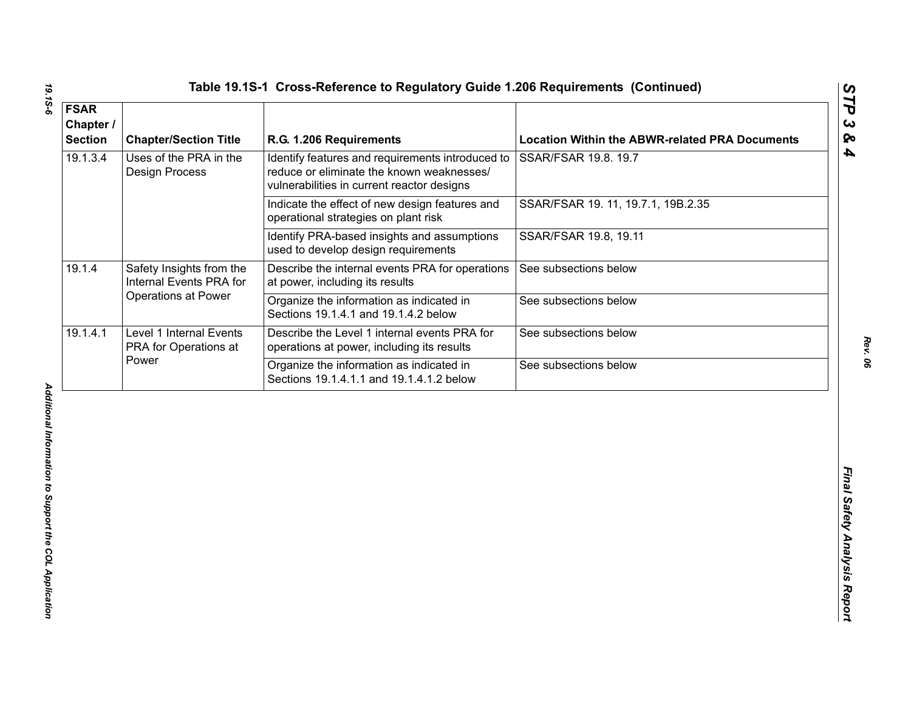## Table 19.1S-1 Cross-Reference to Regulatory Guide 1.206 Requirements (Continued)

| FSAR Chapter / Section | Chapter/Section Title | R.G. 1.206 Requirements | Location Within the ABWR-related PRA Documents |
|---|---|---|---|
| 19.1.3.4 | Uses of the PRA in the Design Process | Identify features and requirements introduced to reduce or eliminate the known weaknesses/ vulnerabilities in current reactor designs | SSAR/FSAR 19.8. 19.7 |
| | | Indicate the effect of new design features and operational strategies on plant risk | SSAR/FSAR 19. 11, 19.7.1, 19B.2.35 |
| | | Identify PRA-based insights and assumptions used to develop design requirements | SSAR/FSAR 19.8, 19.11 |
| 19.1.4 | Safety Insights from the Internal Events PRA for Operations at Power | Describe the internal events PRA for operations at power, including its results | See subsections below |
| | | Organize the information as indicated in Sections 19.1.4.1 and 19.1.4.2 below | See subsections below |
| 19.1.4.1 | Level 1 Internal Events PRA for Operations at Power | Describe the Level 1 internal events PRA for operations at power, including its results | See subsections below |
| | | Organize the information as indicated in Sections 19.1.4.1.1 and 19.1.4.1.2 below | See subsections below |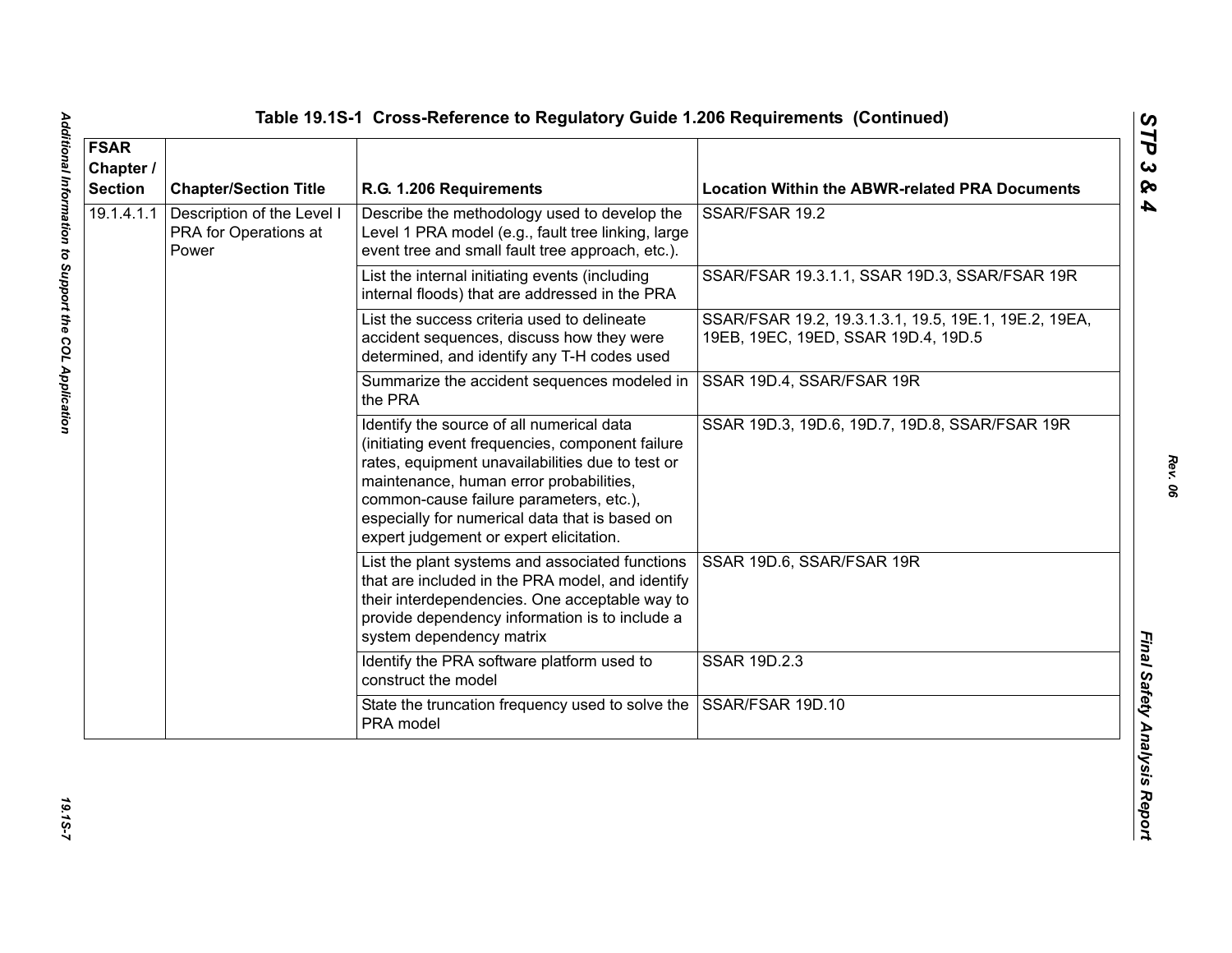## Table 19.1S-1 Cross-Reference to Regulatory Guide 1.206 Requirements (Continued)

| FSAR Chapter / Section | Chapter/Section Title | R.G. 1.206 Requirements | Location Within the ABWR-related PRA Documents |
|---|---|---|---|
| 19.1.4.1.1 | Description of the Level I PRA for Operations at Power | Describe the methodology used to develop the Level 1 PRA model (e.g., fault tree linking, large event tree and small fault tree approach, etc.). | SSAR/FSAR 19.2 |
| | | List the internal initiating events (including internal floods) that are addressed in the PRA | SSAR/FSAR 19.3.1.1, SSAR 19D.3, SSAR/FSAR 19R |
| | | List the success criteria used to delineate accident sequences, discuss how they were determined, and identify any T-H codes used | SSAR/FSAR 19.2, 19.3.1.3.1, 19.5, 19E.1, 19E.2, 19EA, 19EB, 19EC, 19ED, SSAR 19D.4, 19D.5 |
| | | Summarize the accident sequences modeled in the PRA | SSAR 19D.4, SSAR/FSAR 19R |
| | | Identify the source of all numerical data (initiating event frequencies, component failure rates, equipment unavailabilities due to test or maintenance, human error probabilities, common-cause failure parameters, etc.), especially for numerical data that is based on expert judgement or expert elicitation. | SSAR 19D.3, 19D.6, 19D.7, 19D.8, SSAR/FSAR 19R |
| | | List the plant systems and associated functions that are included in the PRA model, and identify their interdependencies. One acceptable way to provide dependency information is to include a system dependency matrix | SSAR 19D.6, SSAR/FSAR 19R |
| | | Identify the PRA software platform used to construct the model | SSAR 19D.2.3 |
| | | State the truncation frequency used to solve the PRA model | SSAR/FSAR 19D.10 |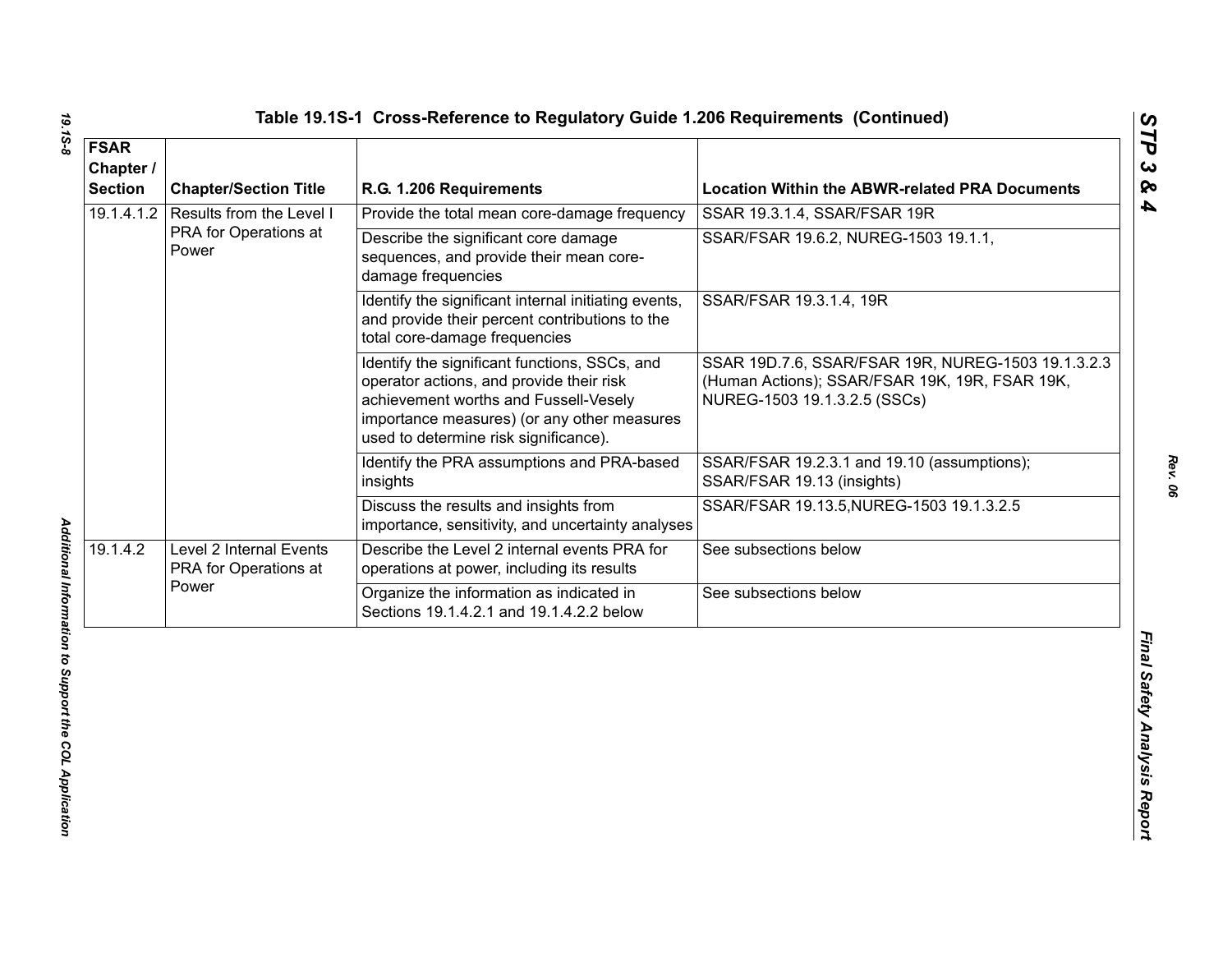## Table 19.1S-1 Cross-Reference to Regulatory Guide 1.206 Requirements (Continued)

| FSAR Chapter / Section | Chapter/Section Title | R.G. 1.206 Requirements | Location Within the ABWR-related PRA Documents |
|---|---|---|---|
| 19.1.4.1.2 | Results from the Level I PRA for Operations at Power | Provide the total mean core-damage frequency | SSAR 19.3.1.4, SSAR/FSAR 19R |
| | | Describe the significant core damage sequences, and provide their mean core-damage frequencies | SSAR/FSAR 19.6.2, NUREG-1503 19.1.1, |
| | | Identify the significant internal initiating events, and provide their percent contributions to the total core-damage frequencies | SSAR/FSAR 19.3.1.4, 19R |
| | | Identify the significant functions, SSCs, and operator actions, and provide their risk achievement worths and Fussell-Vesely importance measures) (or any other measures used to determine risk significance). | SSAR 19D.7.6, SSAR/FSAR 19R, NUREG-1503 19.1.3.2.3 (Human Actions); SSAR/FSAR 19K, 19R, FSAR 19K, NUREG-1503 19.1.3.2.5 (SSCs) |
| | | Identify the PRA assumptions and PRA-based insights | SSAR/FSAR 19.2.3.1 and 19.10 (assumptions); SSAR/FSAR 19.13 (insights) |
| | | Discuss the results and insights from importance, sensitivity, and uncertainty analyses | SSAR/FSAR 19.13.5,NUREG-1503 19.1.3.2.5 |
| 19.1.4.2 | Level 2 Internal Events PRA for Operations at Power | Describe the Level 2 internal events PRA for operations at power, including its results | See subsections below |
| | | Organize the information as indicated in Sections 19.1.4.2.1 and 19.1.4.2.2 below | See subsections below |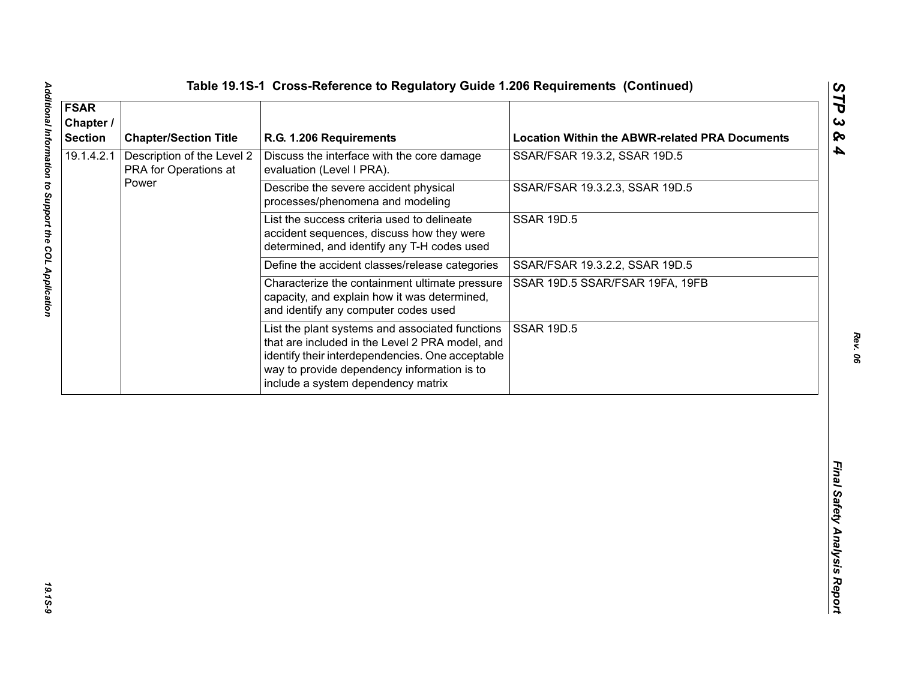## Table 19.1S-1 Cross-Reference to Regulatory Guide 1.206 Requirements (Continued)

| FSAR Chapter / Section | Chapter/Section Title | R.G. 1.206 Requirements | Location Within the ABWR-related PRA Documents |
|---|---|---|---|
| 19.1.4.2.1 | Description of the Level 2 PRA for Operations at Power | Discuss the interface with the core damage evaluation (Level I PRA). | SSAR/FSAR 19.3.2, SSAR 19D.5 |
| | | Describe the severe accident physical processes/phenomena and modeling | SSAR/FSAR 19.3.2.3, SSAR 19D.5 |
| | | List the success criteria used to delineate accident sequences, discuss how they were determined, and identify any T-H codes used | SSAR 19D.5 |
| | | Define the accident classes/release categories | SSAR/FSAR 19.3.2.2, SSAR 19D.5 |
| | | Characterize the containment ultimate pressure capacity, and explain how it was determined, and identify any computer codes used | SSAR 19D.5 SSAR/FSAR 19FA, 19FB |
| | | List the plant systems and associated functions that are included in the Level 2 PRA model, and identify their interdependencies. One acceptable way to provide dependency information is to include a system dependency matrix | SSAR 19D.5 |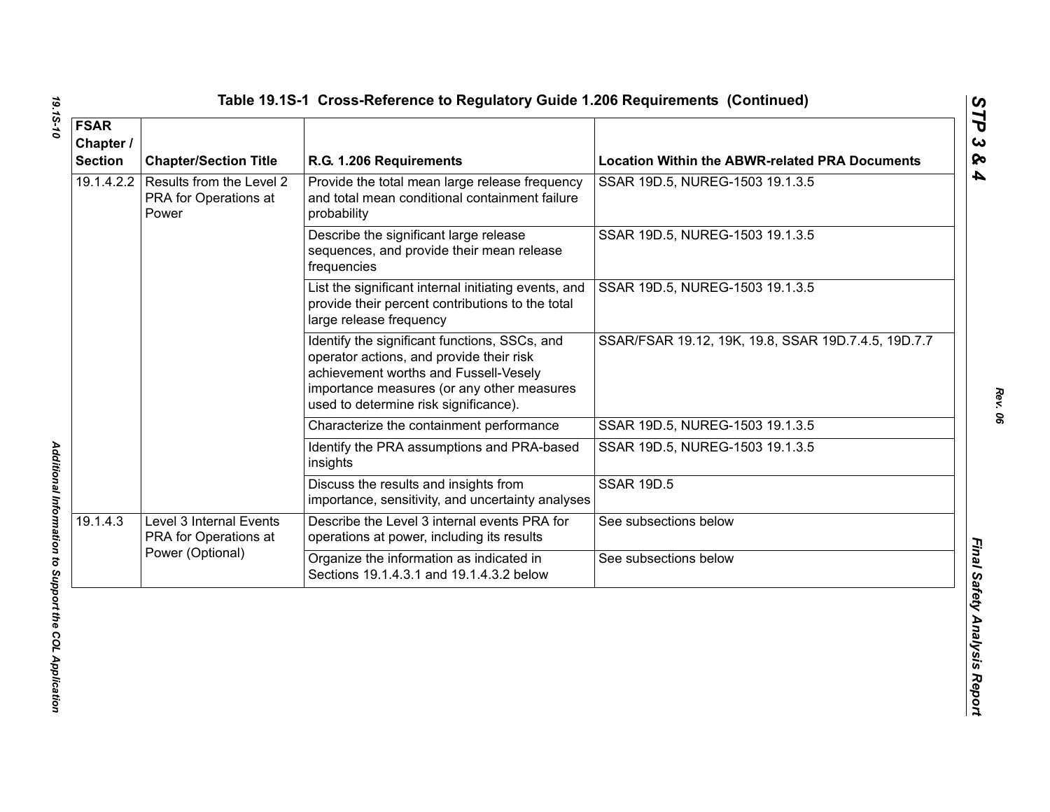## Table 19.1S-1 Cross-Reference to Regulatory Guide 1.206 Requirements (Continued)

| FSAR Chapter / Section | Chapter/Section Title | R.G. 1.206 Requirements | Location Within the ABWR-related PRA Documents |
|---|---|---|---|
| 19.1.4.2.2 | Results from the Level 2 PRA for Operations at Power | Provide the total mean large release frequency and total mean conditional containment failure probability | SSAR 19D.5, NUREG-1503 19.1.3.5 |
| | | Describe the significant large release sequences, and provide their mean release frequencies | SSAR 19D.5, NUREG-1503 19.1.3.5 |
| | | List the significant internal initiating events, and provide their percent contributions to the total large release frequency | SSAR 19D.5, NUREG-1503 19.1.3.5 |
| | | Identify the significant functions, SSCs, and operator actions, and provide their risk achievement worths and Fussell-Vesely importance measures (or any other measures used to determine risk significance). | SSAR/FSAR 19.12, 19K, 19.8, SSAR 19D.7.4.5, 19D.7.7 |
| | | Characterize the containment performance | SSAR 19D.5, NUREG-1503 19.1.3.5 |
| | | Identify the PRA assumptions and PRA-based insights | SSAR 19D.5, NUREG-1503 19.1.3.5 |
| | | Discuss the results and insights from importance, sensitivity, and uncertainty analyses | SSAR 19D.5 |
| 19.1.4.3 | Level 3 Internal Events PRA for Operations at Power (Optional) | Describe the Level 3 internal events PRA for operations at power, including its results | See subsections below |
| | | Organize the information as indicated in Sections 19.1.4.3.1 and 19.1.4.3.2 below | See subsections below |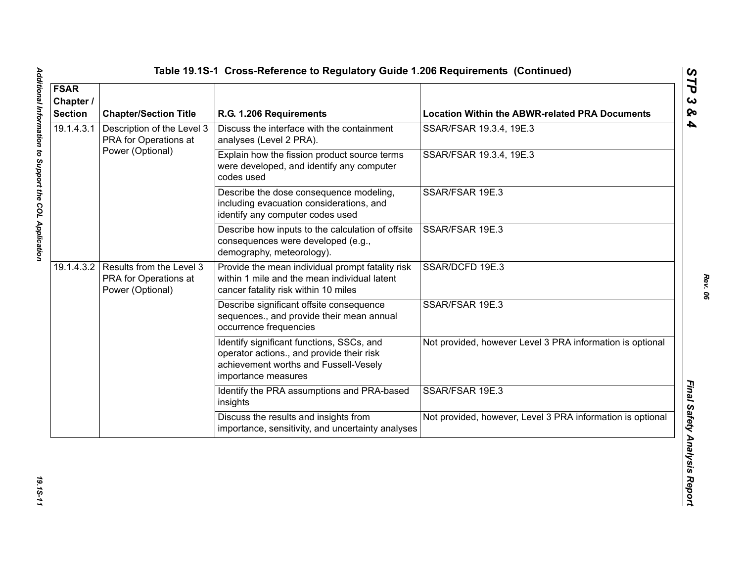## Table 19.1S-1 Cross-Reference to Regulatory Guide 1.206 Requirements (Continued)

| FSAR Chapter / Section | Chapter/Section Title | R.G. 1.206 Requirements | Location Within the ABWR-related PRA Documents |
|---|---|---|---|
| 19.1.4.3.1 | Description of the Level 3 PRA for Operations at Power (Optional) | Discuss the interface with the containment analyses (Level 2 PRA). | SSAR/FSAR 19.3.4, 19E.3 |
| | | Explain how the fission product source terms were developed, and identify any computer codes used | SSAR/FSAR 19.3.4, 19E.3 |
| | | Describe the dose consequence modeling, including evacuation considerations, and identify any computer codes used | SSAR/FSAR 19E.3 |
| | | Describe how inputs to the calculation of offsite consequences were developed (e.g., demography, meteorology). | SSAR/FSAR 19E.3 |
| 19.1.4.3.2 | Results from the Level 3 PRA for Operations at Power (Optional) | Provide the mean individual prompt fatality risk within 1 mile and the mean individual latent cancer fatality risk within 10 miles | SSAR/DCFD 19E.3 |
| | | Describe significant offsite consequence sequences., and provide their mean annual occurrence frequencies | SSAR/FSAR 19E.3 |
| | | Identify significant functions, SSCs, and operator actions., and provide their risk achievement worths and Fussell-Vesely importance measures | Not provided, however Level 3 PRA information is optional |
| | | Identify the PRA assumptions and PRA-based insights | SSAR/FSAR 19E.3 |
| | | Discuss the results and insights from importance, sensitivity, and uncertainty analyses | Not provided, however, Level 3 PRA information is optional |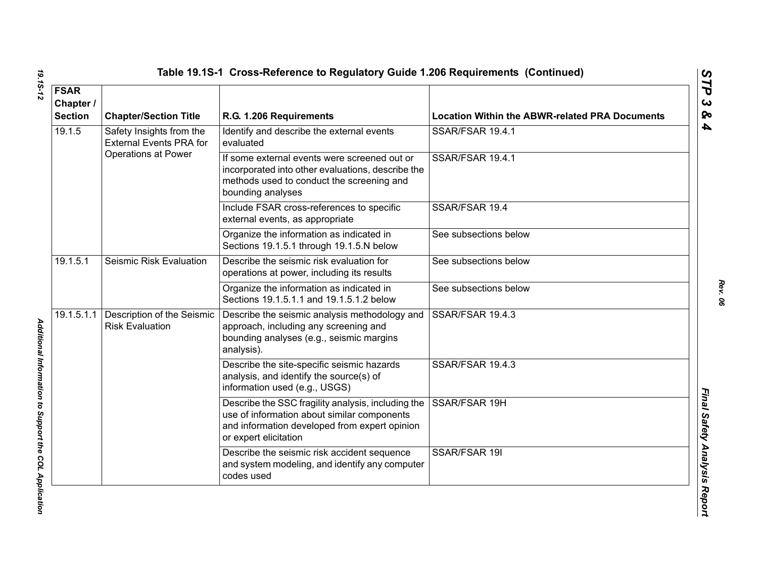## Table 19.1S-1 Cross-Reference to Regulatory Guide 1.206 Requirements (Continued)

| FSAR Chapter / Section | Chapter/Section Title | R.G. 1.206 Requirements | Location Within the ABWR-related PRA Documents |
|---|---|---|---|
| 19.1.5 | Safety Insights from the External Events PRA for Operations at Power | Identify and describe the external events evaluated | SSAR/FSAR 19.4.1 |
| | | If some external events were screened out or incorporated into other evaluations, describe the methods used to conduct the screening and bounding analyses | SSAR/FSAR 19.4.1 |
| | | Include FSAR cross-references to specific external events, as appropriate | SSAR/FSAR 19.4 |
| | | Organize the information as indicated in Sections 19.1.5.1 through 19.1.5.N below | See subsections below |
| 19.1.5.1 | Seismic Risk Evaluation | Describe the seismic risk evaluation for operations at power, including its results | See subsections below |
| | | Organize the information as indicated in Sections 19.1.5.1.1 and 19.1.5.1.2 below | See subsections below |
| 19.1.5.1.1 | Description of the Seismic Risk Evaluation | Describe the seismic analysis methodology and approach, including any screening and bounding analyses (e.g., seismic margins analysis). | SSAR/FSAR 19.4.3 |
| | | Describe the site-specific seismic hazards analysis, and identify the source(s) of information used (e.g., USGS) | SSAR/FSAR 19.4.3 |
| | | Describe the SSC fragility analysis, including the use of information about similar components and information developed from expert opinion or expert elicitation | SSAR/FSAR 19H |
| | | Describe the seismic risk accident sequence and system modeling, and identify any computer codes used | SSAR/FSAR 19I |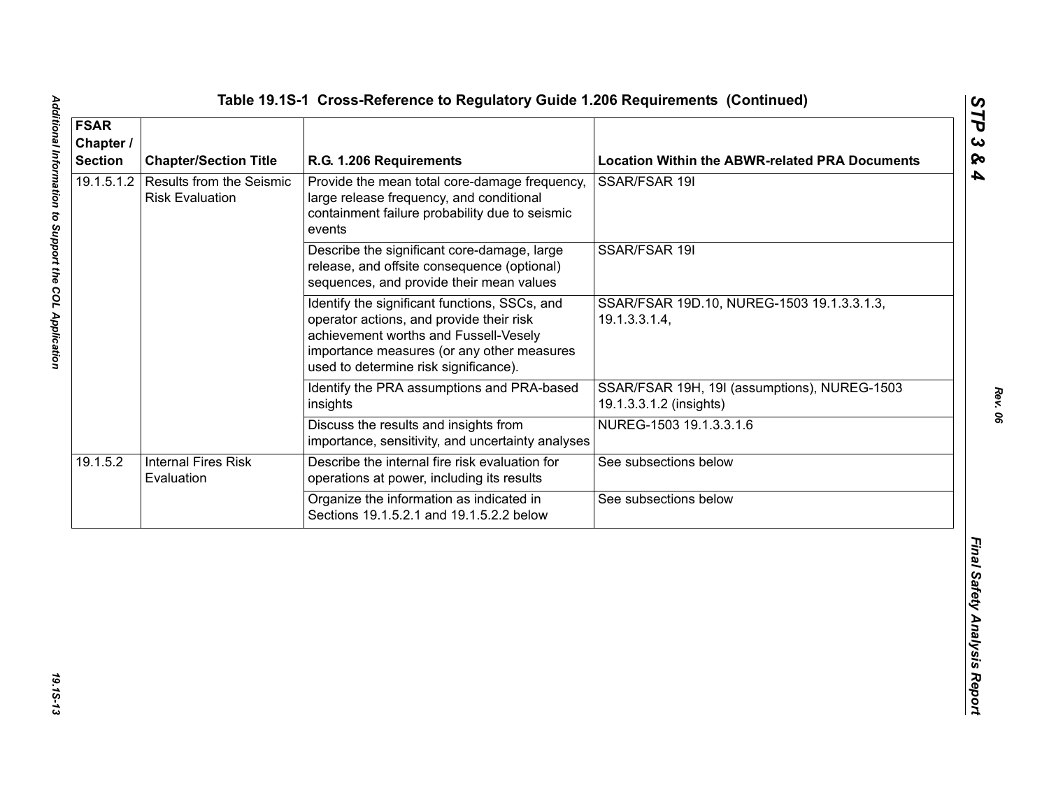Table 19.1S-1 Cross-Reference to Regulatory Guide 1.206 Requirements (Continued)

| FSAR Chapter / Section | Chapter/Section Title | R.G. 1.206 Requirements | Location Within the ABWR-related PRA Documents |
|---|---|---|---|
| 19.1.5.1.2 | Results from the Seismic Risk Evaluation | Provide the mean total core-damage frequency, large release frequency, and conditional containment failure probability due to seismic events | SSAR/FSAR 19I |
| | | Describe the significant core-damage, large release, and offsite consequence (optional) sequences, and provide their mean values | SSAR/FSAR 19I |
| | | Identify the significant functions, SSCs, and operator actions, and provide their risk achievement worths and Fussell-Vesely importance measures (or any other measures used to determine risk significance). | SSAR/FSAR 19D.10, NUREG-1503 19.1.3.3.1.3, 19.1.3.3.1.4, |
| | | Identify the PRA assumptions and PRA-based insights | SSAR/FSAR 19H, 19I (assumptions), NUREG-1503 19.1.3.3.1.2 (insights) |
| | | Discuss the results and insights from importance, sensitivity, and uncertainty analyses | NUREG-1503 19.1.3.3.1.6 |
| 19.1.5.2 | Internal Fires Risk Evaluation | Describe the internal fire risk evaluation for operations at power, including its results | See subsections below |
| | | Organize the information as indicated in Sections 19.1.5.2.1 and 19.1.5.2.2 below | See subsections below |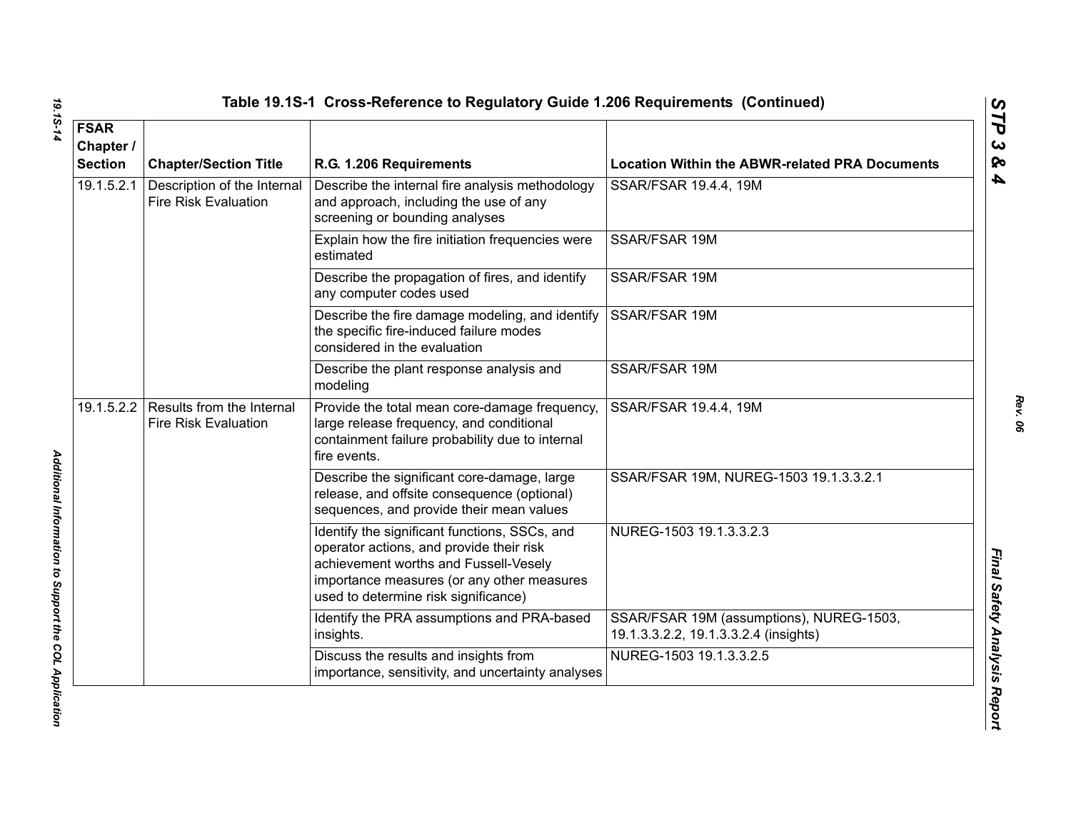### Table 19.1S-1 Cross-Reference to Regulatory Guide 1.206 Requirements (Continued)

| FSAR Chapter / Section | Chapter/Section Title | R.G. 1.206 Requirements | Location Within the ABWR-related PRA Documents |
|---|---|---|---|
| 19.1.5.2.1 | Description of the Internal Fire Risk Evaluation | Describe the internal fire analysis methodology and approach, including the use of any screening or bounding analyses | SSAR/FSAR 19.4.4, 19M |
| | | Explain how the fire initiation frequencies were estimated | SSAR/FSAR 19M |
| | | Describe the propagation of fires, and identify any computer codes used | SSAR/FSAR 19M |
| | | Describe the fire damage modeling, and identify the specific fire-induced failure modes considered in the evaluation | SSAR/FSAR 19M |
| | | Describe the plant response analysis and modeling | SSAR/FSAR 19M |
| 19.1.5.2.2 | Results from the Internal Fire Risk Evaluation | Provide the total mean core-damage frequency, large release frequency, and conditional containment failure probability due to internal fire events. | SSAR/FSAR 19.4.4, 19M |
| | | Describe the significant core-damage, large release, and offsite consequence (optional) sequences, and provide their mean values | SSAR/FSAR 19M, NUREG-1503 19.1.3.3.2.1 |
| | | Identify the significant functions, SSCs, and operator actions, and provide their risk achievement worths and Fussell-Vesely importance measures (or any other measures used to determine risk significance) | NUREG-1503 19.1.3.3.2.3 |
| | | Identify the PRA assumptions and PRA-based insights. | SSAR/FSAR 19M (assumptions), NUREG-1503, 19.1.3.3.2.2, 19.1.3.3.2.4 (insights) |
| | | Discuss the results and insights from importance, sensitivity, and uncertainty analyses | NUREG-1503 19.1.3.3.2.5 |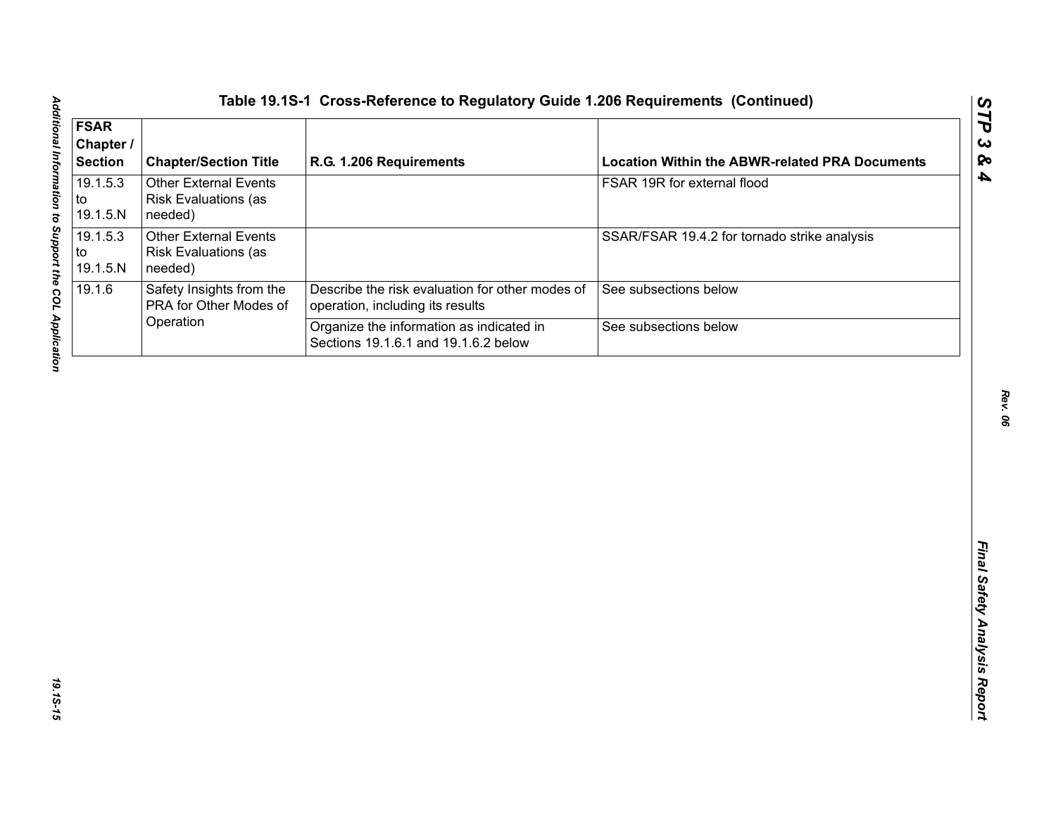**Table 19.1S-1 Cross-Reference to Regulatory Guide 1.206 Requirements (Continued)**

| FSAR Chapter / Section | Chapter/Section Title | R.G. 1.206 Requirements | Location Within the ABWR-related PRA Documents |
|---|---|---|---|
| 19.1.5.3 to 19.1.5.N | Other External Events Risk Evaluations (as needed) | | FSAR 19R for external flood |
| 19.1.5.3 to 19.1.5.N | Other External Events Risk Evaluations (as needed) | | SSAR/FSAR 19.4.2 for tornado strike analysis |
| 19.1.6 | Safety Insights from the PRA for Other Modes of Operation | Describe the risk evaluation for other modes of operation, including its results | See subsections below |
| | | Organize the information as indicated in Sections 19.1.6.1 and 19.1.6.2 below | See subsections below |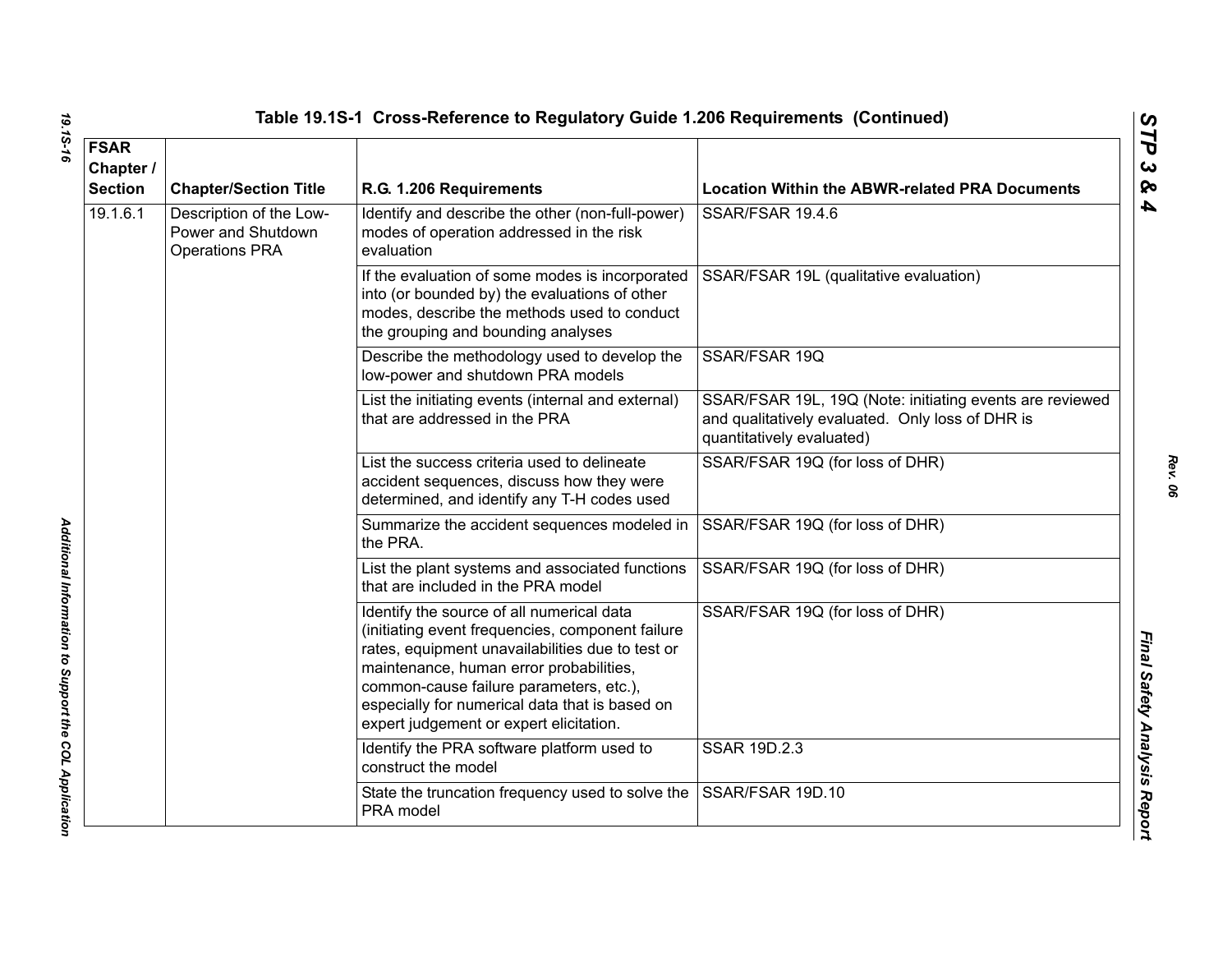## Table 19.1S-1 Cross-Reference to Regulatory Guide 1.206 Requirements (Continued)

| FSAR Chapter / Section | Chapter/Section Title | R.G. 1.206 Requirements | Location Within the ABWR-related PRA Documents |
|---|---|---|---|
| 19.1.6.1 | Description of the Low-Power and Shutdown Operations PRA | Identify and describe the other (non-full-power) modes of operation addressed in the risk evaluation | SSAR/FSAR 19.4.6 |
| | | If the evaluation of some modes is incorporated into (or bounded by) the evaluations of other modes, describe the methods used to conduct the grouping and bounding analyses | SSAR/FSAR 19L (qualitative evaluation) |
| | | Describe the methodology used to develop the low-power and shutdown PRA models | SSAR/FSAR 19Q |
| | | List the initiating events (internal and external) that are addressed in the PRA | SSAR/FSAR 19L, 19Q (Note: initiating events are reviewed and qualitatively evaluated. Only loss of DHR is quantitatively evaluated) |
| | | List the success criteria used to delineate accident sequences, discuss how they were determined, and identify any T-H codes used | SSAR/FSAR 19Q (for loss of DHR) |
| | | Summarize the accident sequences modeled in the PRA. | SSAR/FSAR 19Q (for loss of DHR) |
| | | List the plant systems and associated functions that are included in the PRA model | SSAR/FSAR 19Q (for loss of DHR) |
| | | Identify the source of all numerical data (initiating event frequencies, component failure rates, equipment unavailabilities due to test or maintenance, human error probabilities, common-cause failure parameters, etc.), especially for numerical data that is based on expert judgement or expert elicitation. | SSAR/FSAR 19Q (for loss of DHR) |
| | | Identify the PRA software platform used to construct the model | SSAR 19D.2.3 |
| | | State the truncation frequency used to solve the PRA model | SSAR/FSAR 19D.10 |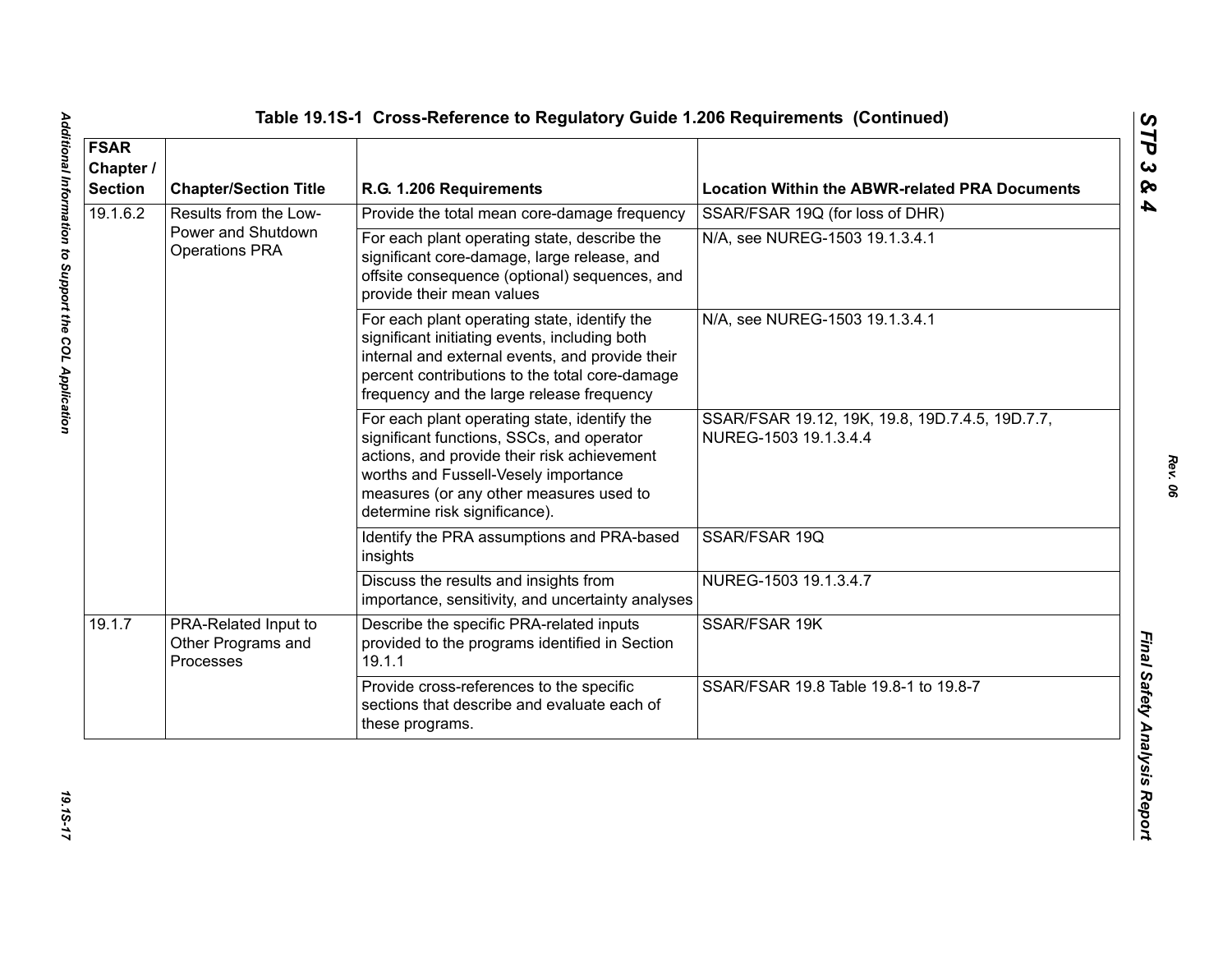## Table 19.1S-1 Cross-Reference to Regulatory Guide 1.206 Requirements (Continued)

| FSAR Chapter / Section | Chapter/Section Title | R.G. 1.206 Requirements | Location Within the ABWR-related PRA Documents |
|---|---|---|---|
| 19.1.6.2 | Results from the Low-Power and Shutdown Operations PRA | Provide the total mean core-damage frequency | SSAR/FSAR 19Q (for loss of DHR) |
| | | For each plant operating state, describe the significant core-damage, large release, and offsite consequence (optional) sequences, and provide their mean values | N/A, see NUREG-1503 19.1.3.4.1 |
| | | For each plant operating state, identify the significant initiating events, including both internal and external events, and provide their percent contributions to the total core-damage frequency and the large release frequency | N/A, see NUREG-1503 19.1.3.4.1 |
| | | For each plant operating state, identify the significant functions, SSCs, and operator actions, and provide their risk achievement worths and Fussell-Vesely importance measures (or any other measures used to determine risk significance). | SSAR/FSAR 19.12, 19K, 19.8, 19D.7.4.5, 19D.7.7, NUREG-1503 19.1.3.4.4 |
| | | Identify the PRA assumptions and PRA-based insights | SSAR/FSAR 19Q |
| | | Discuss the results and insights from importance, sensitivity, and uncertainty analyses | NUREG-1503 19.1.3.4.7 |
| 19.1.7 | PRA-Related Input to Other Programs and Processes | Describe the specific PRA-related inputs provided to the programs identified in Section 19.1.1 | SSAR/FSAR 19K |
| | | Provide cross-references to the specific sections that describe and evaluate each of these programs. | SSAR/FSAR 19.8 Table 19.8-1 to 19.8-7 |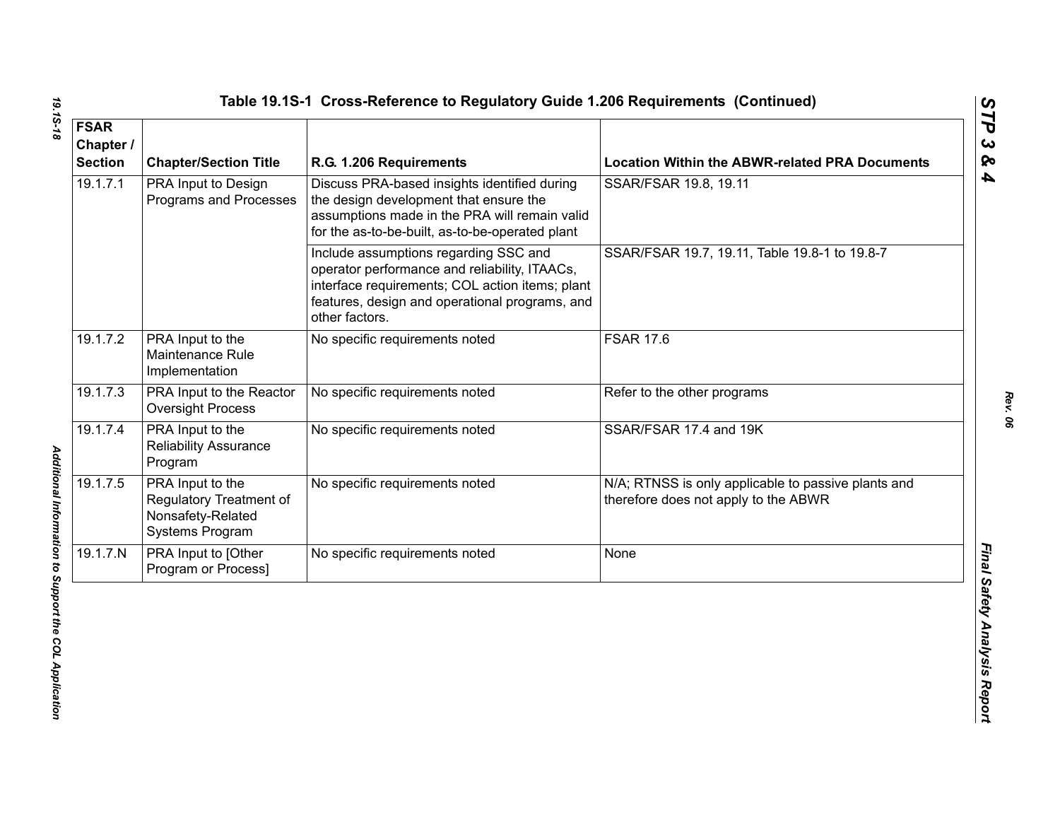## Table 19.1S-1 Cross-Reference to Regulatory Guide 1.206 Requirements (Continued)

| FSAR Chapter / Section | Chapter/Section Title | R.G. 1.206 Requirements | Location Within the ABWR-related PRA Documents |
|---|---|---|---|
| 19.1.7.1 | PRA Input to Design Programs and Processes | Discuss PRA-based insights identified during the design development that ensure the assumptions made in the PRA will remain valid for the as-to-be-built, as-to-be-operated plant | SSAR/FSAR 19.8, 19.11 |
| | | Include assumptions regarding SSC and operator performance and reliability, ITAACs, interface requirements; COL action items; plant features, design and operational programs, and other factors. | SSAR/FSAR 19.7, 19.11, Table 19.8-1 to 19.8-7 |
| 19.1.7.2 | PRA Input to the Maintenance Rule Implementation | No specific requirements noted | FSAR 17.6 |
| 19.1.7.3 | PRA Input to the Reactor Oversight Process | No specific requirements noted | Refer to the other programs |
| 19.1.7.4 | PRA Input to the Reliability Assurance Program | No specific requirements noted | SSAR/FSAR 17.4 and 19K |
| 19.1.7.5 | PRA Input to the Regulatory Treatment of Nonsafety-Related Systems Program | No specific requirements noted | N/A; RTNSS is only applicable to passive plants and therefore does not apply to the ABWR |
| 19.1.7.N | PRA Input to [Other Program or Process] | No specific requirements noted | None |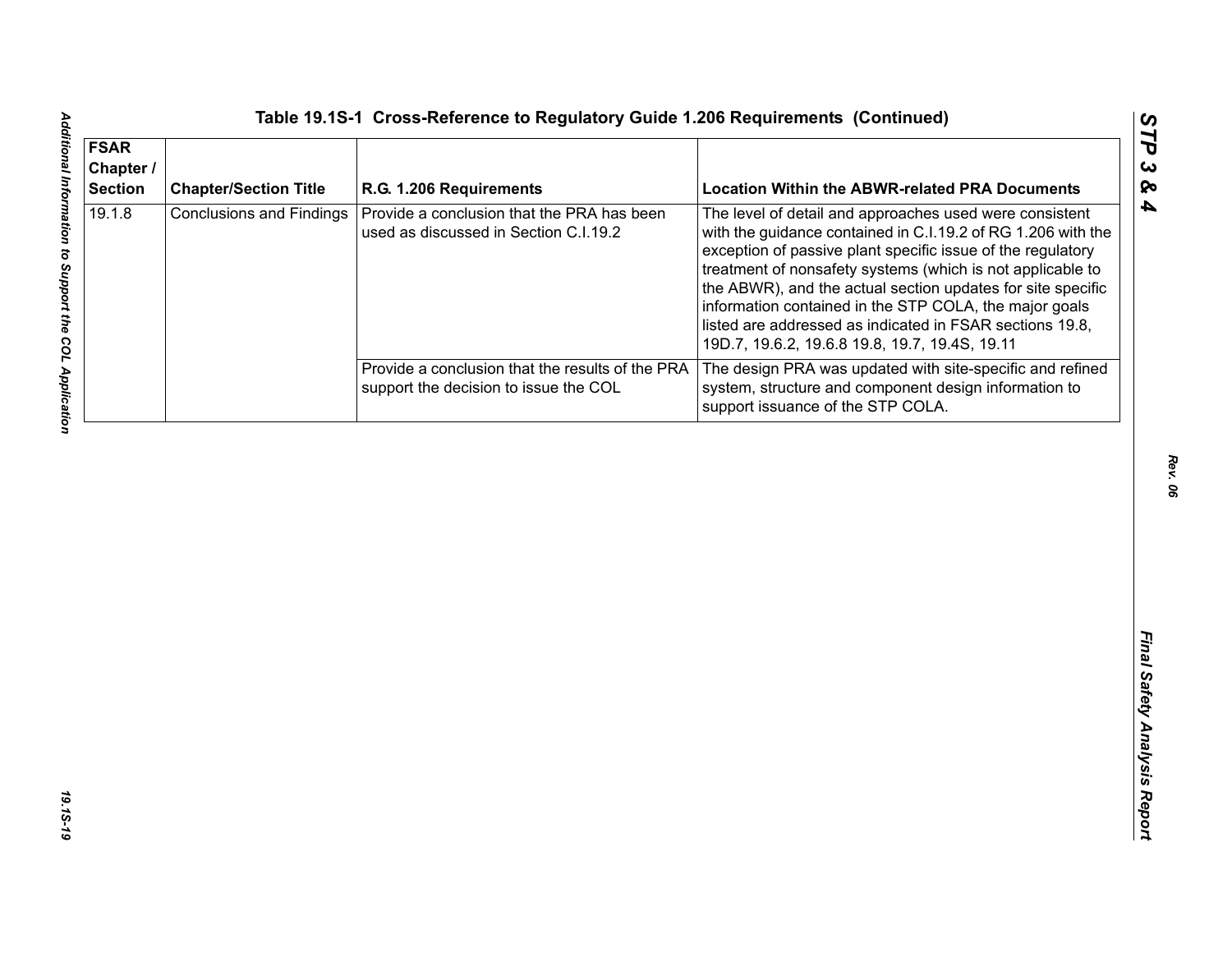## Table 19.1S-1 Cross-Reference to Regulatory Guide 1.206 Requirements (Continued)

| FSAR Chapter / Section | Chapter/Section Title | R.G. 1.206 Requirements | Location Within the ABWR-related PRA Documents |
|---|---|---|---|
| 19.1.8 | Conclusions and Findings | Provide a conclusion that the PRA has been used as discussed in Section C.I.19.2 | The level of detail and approaches used were consistent with the guidance contained in C.I.19.2 of RG 1.206 with the exception of passive plant specific issue of the regulatory treatment of nonsafety systems (which is not applicable to the ABWR), and the actual section updates for site specific information contained in the STP COLA, the major goals listed are addressed as indicated in FSAR sections 19.8, 19D.7, 19.6.2, 19.6.8 19.8, 19.7, 19.4S, 19.11 |
| | | Provide a conclusion that the results of the PRA support the decision to issue the COL | The design PRA was updated with site-specific and refined system, structure and component design information to support issuance of the STP COLA. |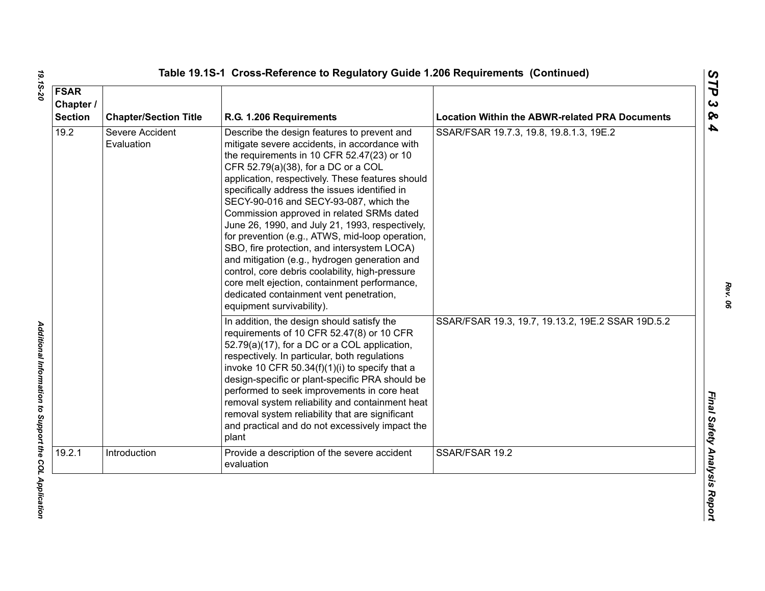## Table 19.1S-1 Cross-Reference to Regulatory Guide 1.206 Requirements (Continued)

| FSAR Chapter / Section | Chapter/Section Title | R.G. 1.206 Requirements | Location Within the ABWR-related PRA Documents |
|---|---|---|---|
| 19.2 | Severe Accident Evaluation | Describe the design features to prevent and mitigate severe accidents, in accordance with the requirements in 10 CFR 52.47(23) or 10 CFR 52.79(a)(38), for a DC or a COL application, respectively. These features should specifically address the issues identified in SECY-90-016 and SECY-93-087, which the Commission approved in related SRMs dated June 26, 1990, and July 21, 1993, respectively, for prevention (e.g., ATWS, mid-loop operation, SBO, fire protection, and intersystem LOCA) and mitigation (e.g., hydrogen generation and control, core debris coolability, high-pressure core melt ejection, containment performance, dedicated containment vent penetration, equipment survivability). | SSAR/FSAR 19.7.3, 19.8, 19.8.1.3, 19E.2 |
| | | In addition, the design should satisfy the requirements of 10 CFR 52.47(8) or 10 CFR 52.79(a)(17), for a DC or a COL application, respectively. In particular, both regulations invoke 10 CFR 50.34(f)(1)(i) to specify that a design-specific or plant-specific PRA should be performed to seek improvements in core heat removal system reliability and containment heat removal system reliability that are significant and practical and do not excessively impact the plant | SSAR/FSAR 19.3, 19.7, 19.13.2, 19E.2 SSAR 19D.5.2 |
| 19.2.1 | Introduction | Provide a description of the severe accident evaluation | SSAR/FSAR 19.2 |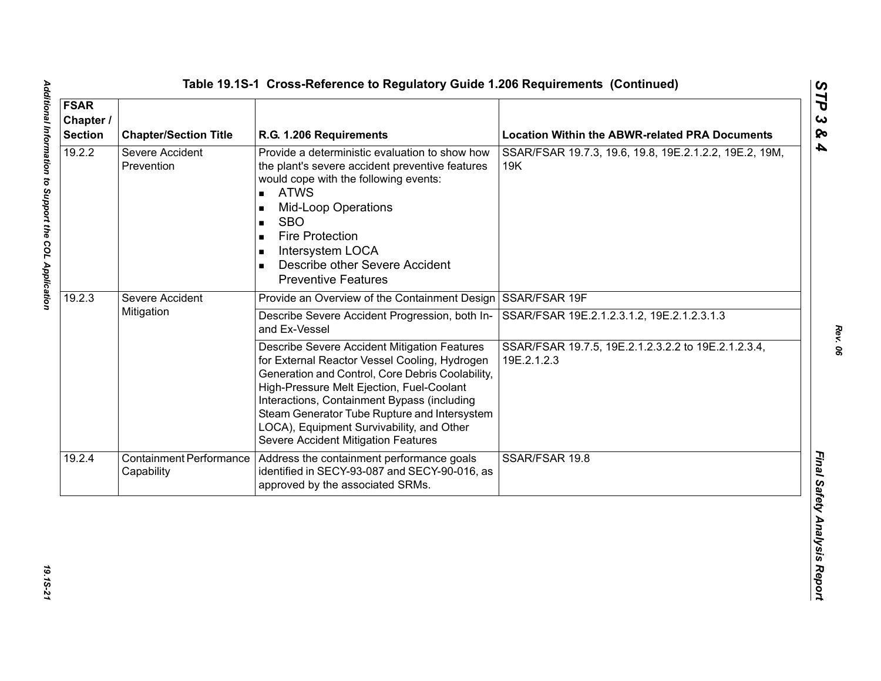## Table 19.1S-1 Cross-Reference to Regulatory Guide 1.206 Requirements (Continued)

| FSAR Chapter / Section | Chapter/Section Title | R.G. 1.206 Requirements | Location Within the ABWR-related PRA Documents |
|---|---|---|---|
| 19.2.2 | Severe Accident Prevention | Provide a deterministic evaluation to show how the plant's severe accident preventive features would cope with the following events:<br>▪ ATWS<br>▪ Mid-Loop Operations<br>▪ SBO<br>▪ Fire Protection<br>▪ Intersystem LOCA<br>▪ Describe other Severe Accident Preventive Features | SSAR/FSAR 19.7.3, 19.6, 19.8, 19E.2.1.2.2, 19E.2, 19M, 19K |
| 19.2.3 | Severe Accident Mitigation | Provide an Overview of the Containment Design | SSAR/FSAR 19F |
| | | Describe Severe Accident Progression, both In- and Ex-Vessel | SSAR/FSAR 19E.2.1.2.3.1.2, 19E.2.1.2.3.1.3 |
| | | Describe Severe Accident Mitigation Features for External Reactor Vessel Cooling, Hydrogen Generation and Control, Core Debris Coolability, High-Pressure Melt Ejection, Fuel-Coolant Interactions, Containment Bypass (including Steam Generator Tube Rupture and Intersystem LOCA), Equipment Survivability, and Other Severe Accident Mitigation Features | SSAR/FSAR 19.7.5, 19E.2.1.2.3.2.2 to 19E.2.1.2.3.4, 19E.2.1.2.3 |
| 19.2.4 | Containment Performance Capability | Address the containment performance goals identified in SECY-93-087 and SECY-90-016, as approved by the associated SRMs. | SSAR/FSAR 19.8 |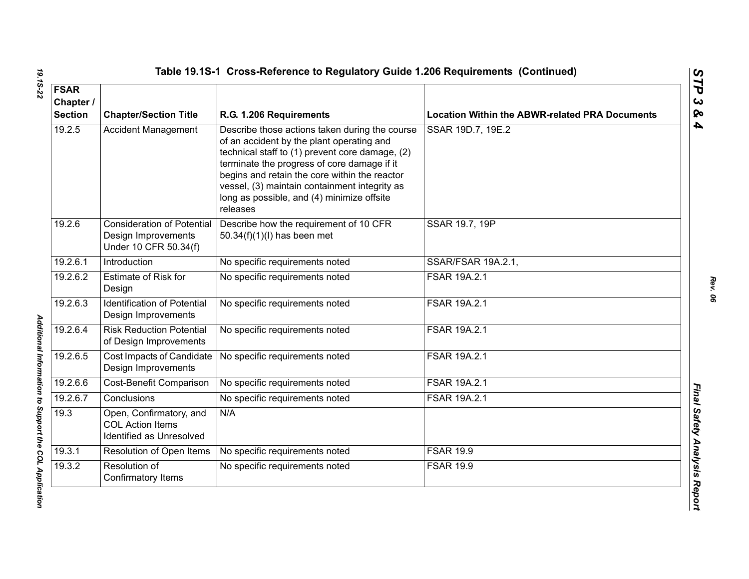# Table 19.1S-1 Cross-Reference to Regulatory Guide 1.206 Requirements (Continued)

| FSAR Chapter / Section | Chapter/Section Title | R.G. 1.206 Requirements | Location Within the ABWR-related PRA Documents |
|---|---|---|---|
| 19.2.5 | Accident Management | Describe those actions taken during the course of an accident by the plant operating and technical staff to (1) prevent core damage, (2) terminate the progress of core damage if it begins and retain the core within the reactor vessel, (3) maintain containment integrity as long as possible, and (4) minimize offsite releases | SSAR 19D.7, 19E.2 |
| 19.2.6 | Consideration of Potential Design Improvements Under 10 CFR 50.34(f) | Describe how the requirement of 10 CFR 50.34(f)(1)(I) has been met | SSAR 19.7, 19P |
| 19.2.6.1 | Introduction | No specific requirements noted | SSAR/FSAR 19A.2.1, |
| 19.2.6.2 | Estimate of Risk for Design | No specific requirements noted | FSAR 19A.2.1 |
| 19.2.6.3 | Identification of Potential Design Improvements | No specific requirements noted | FSAR 19A.2.1 |
| 19.2.6.4 | Risk Reduction Potential of Design Improvements | No specific requirements noted | FSAR 19A.2.1 |
| 19.2.6.5 | Cost Impacts of Candidate Design Improvements | No specific requirements noted | FSAR 19A.2.1 |
| 19.2.6.6 | Cost-Benefit Comparison | No specific requirements noted | FSAR 19A.2.1 |
| 19.2.6.7 | Conclusions | No specific requirements noted | FSAR 19A.2.1 |
| 19.3 | Open, Confirmatory, and COL Action Items Identified as Unresolved | N/A | |
| 19.3.1 | Resolution of Open Items | No specific requirements noted | FSAR 19.9 |
| 19.3.2 | Resolution of Confirmatory Items | No specific requirements noted | FSAR 19.9 |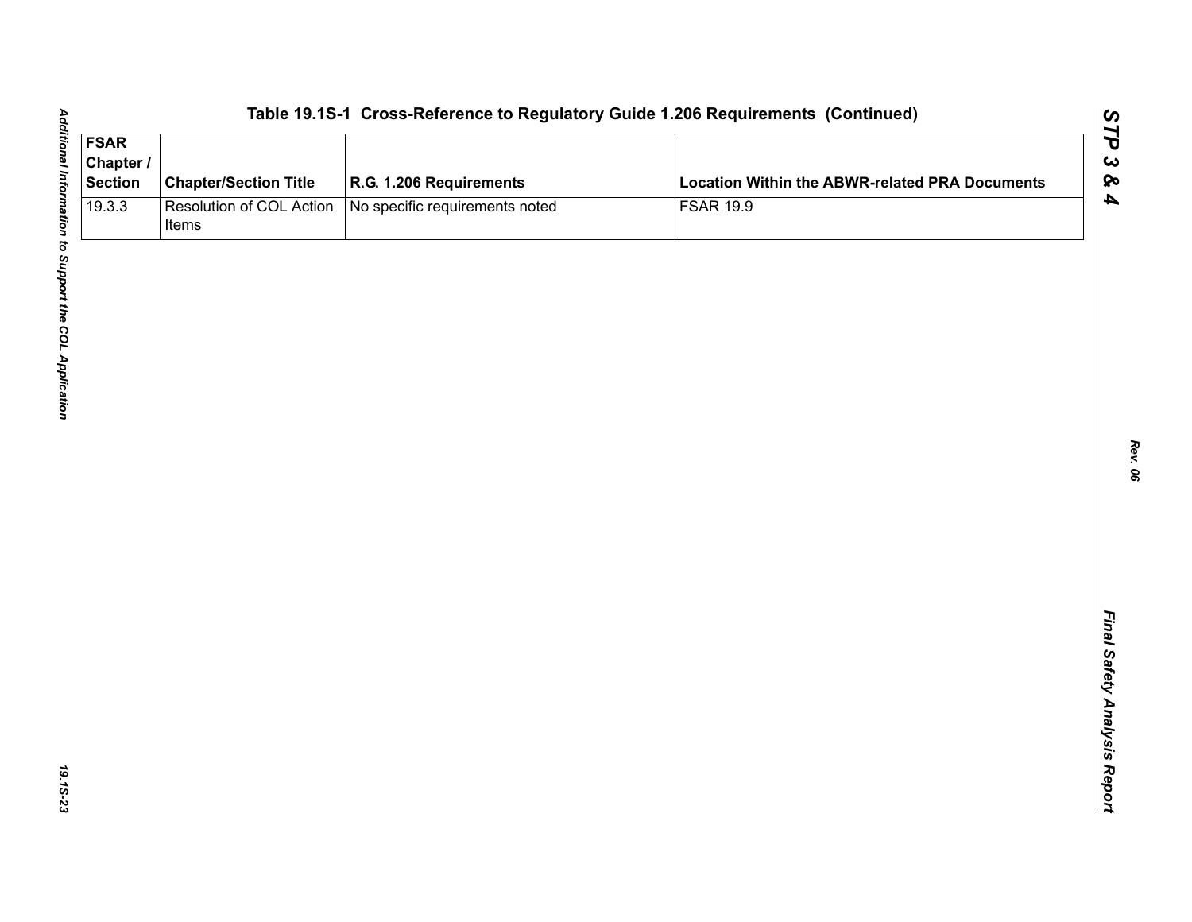**Table 19.1S-1 Cross-Reference to Regulatory Guide 1.206 Requirements (Continued)**

| FSAR Chapter / Section | Chapter/Section Title | R.G. 1.206 Requirements | Location Within the ABWR-related PRA Documents |
|---|---|---|---|
| 19.3.3 | Resolution of COL Action Items | No specific requirements noted | FSAR 19.9 |